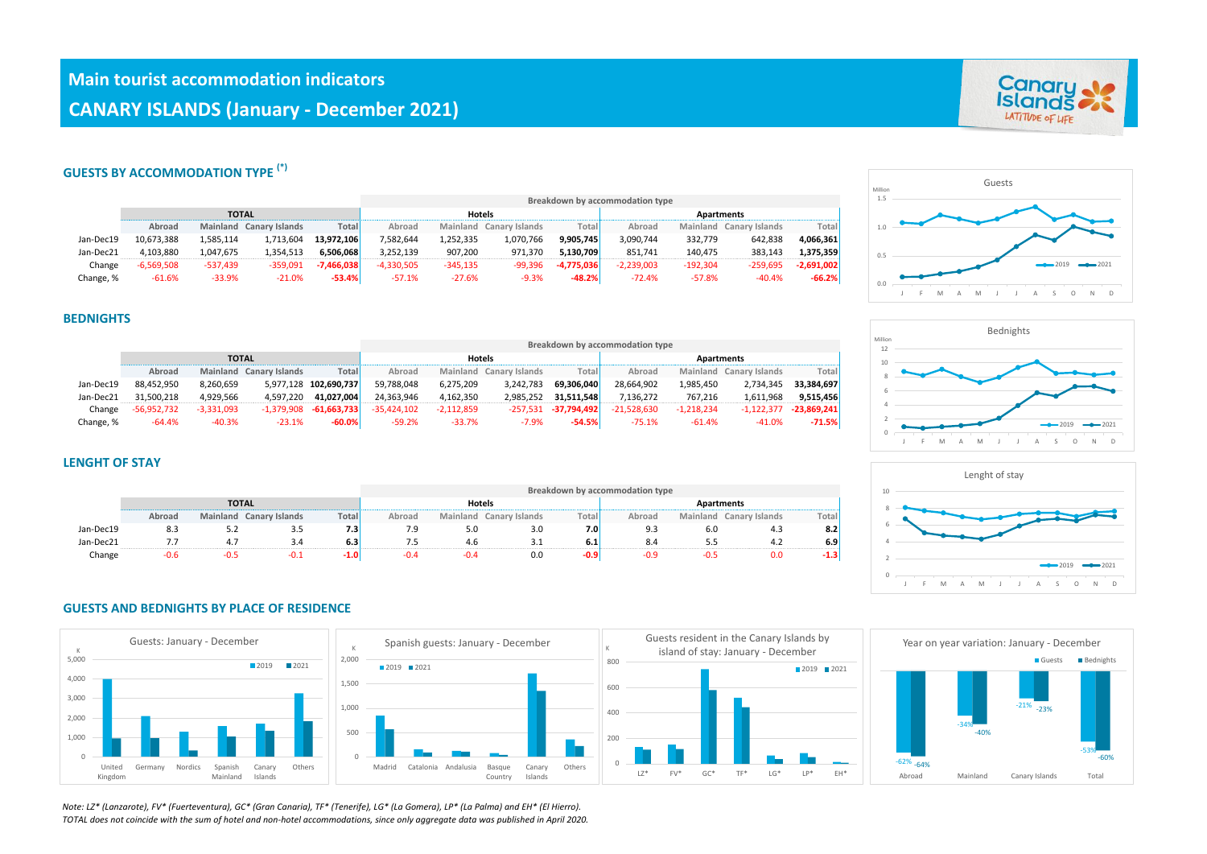# Main tourist accommodation indicators

# CANARY ISLANDS (January - December 2021)

## GUESTS BY ACCOMMODATION TYPE (*)

| | TOTAL | | | | Breakdown by accommodation type: Hotels | | | | Apartments | | | |
|---|---|---|---|---|---|---|---|---|---|---|---|---|
| | Abroad | Mainland | Canary Islands | Total | Abroad | Mainland | Canary Islands | Total | Abroad | Mainland | Canary Islands | Total |
| Jan-Dec19 | 10,673,388 | 1,585,114 | 1,713,604 | **13,972,106** | 7,582,644 | 1,252,335 | 1,070,766 | **9,905,745** | 3,090,744 | 332,779 | 642,838 | **4,066,361** |
| Jan-Dec21 | 4,103,880 | 1,047,675 | 1,354,513 | **6,506,068** | 3,252,139 | 907,200 | 971,370 | **5,130,709** | 851,741 | 140,475 | 383,143 | **1,375,359** |
| Change | -6,569,508 | -537,439 | -359,091 | **-7,466,038** | -4,330,505 | -345,135 | -99,396 | **-4,775,036** | -2,239,003 | -192,304 | -259,695 | **-2,691,002** |
| Change, % | -61.6% | -33.9% | -21.0% | **-53.4%** | -57.1% | -27.6% | -9.3% | **-48.2%** | -72.4% | -57.8% | -40.4% | **-66.2%** |

## BEDNIGHTS

| | TOTAL | | | | Breakdown by accommodation type: Hotels | | | | Apartments | | | |
|---|---|---|---|---|---|---|---|---|---|---|---|---|
| | Abroad | Mainland | Canary Islands | Total | Abroad | Mainland | Canary Islands | Total | Abroad | Mainland | Canary Islands | Total |
| Jan-Dec19 | 88,452,950 | 8,260,659 | 5,977,128 | **102,690,737** | 59,788,048 | 6,275,209 | 3,242,783 | **69,306,040** | 28,664,902 | 1,985,450 | 2,734,345 | **33,384,697** |
| Jan-Dec21 | 31,500,218 | 4,929,566 | 4,597,220 | **41,027,004** | 24,363,946 | 4,162,350 | 2,985,252 | **31,511,548** | 7,136,272 | 767,216 | 1,611,968 | **9,515,456** |
| Change | -56,952,732 | -3,331,093 | -1,379,908 | **-61,663,733** | -35,424,102 | -2,112,859 | -257,531 | **-37,794,492** | -21,528,630 | -1,218,234 | -1,122,377 | **-23,869,241** |
| Change, % | -64.4% | -40.3% | -23.1% | **-60.0%** | -59.2% | -33.7% | -7.9% | **-54.5%** | -75.1% | -61.4% | -41.0% | **-71.5%** |

## LENGHT OF STAY

| | TOTAL | | | | Breakdown by accommodation type: Hotels | | | | Apartments | | | |
|---|---|---|---|---|---|---|---|---|---|---|---|---|
| | Abroad | Mainland | Canary Islands | Total | Abroad | Mainland | Canary Islands | Total | Abroad | Mainland | Canary Islands | Total |
| Jan-Dec19 | 8.3 | 5.2 | 3.5 | **7.3** | 7.9 | 5.0 | 3.0 | **7.0** | 9.3 | 6.0 | 4.3 | **8.2** |
| Jan-Dec21 | 7.7 | 4.7 | 3.4 | **6.3** | 7.5 | 4.6 | 3.1 | **6.1** | 8.4 | 5.5 | 4.2 | **6.9** |
| Change | -0.6 | -0.5 | -0.1 | **-1.0** | -0.4 | -0.4 | 0.0 | **-0.9** | -0.9 | -0.5 | 0.0 | **-1.3** |

## GUESTS AND BEDNIGHTS BY PLACE OF RESIDENCE

*Note: LZ* (Lanzarote), FV* (Fuerteventura), GC* (Gran Canaria), TF* (Tenerife), LG* (La Gomera), LP* (La Palma) and EH* (El Hierro).*
*TOTAL does not coincide with the sum of hotel and non-hotel accommodations, since only aggregate data was published in April 2020.*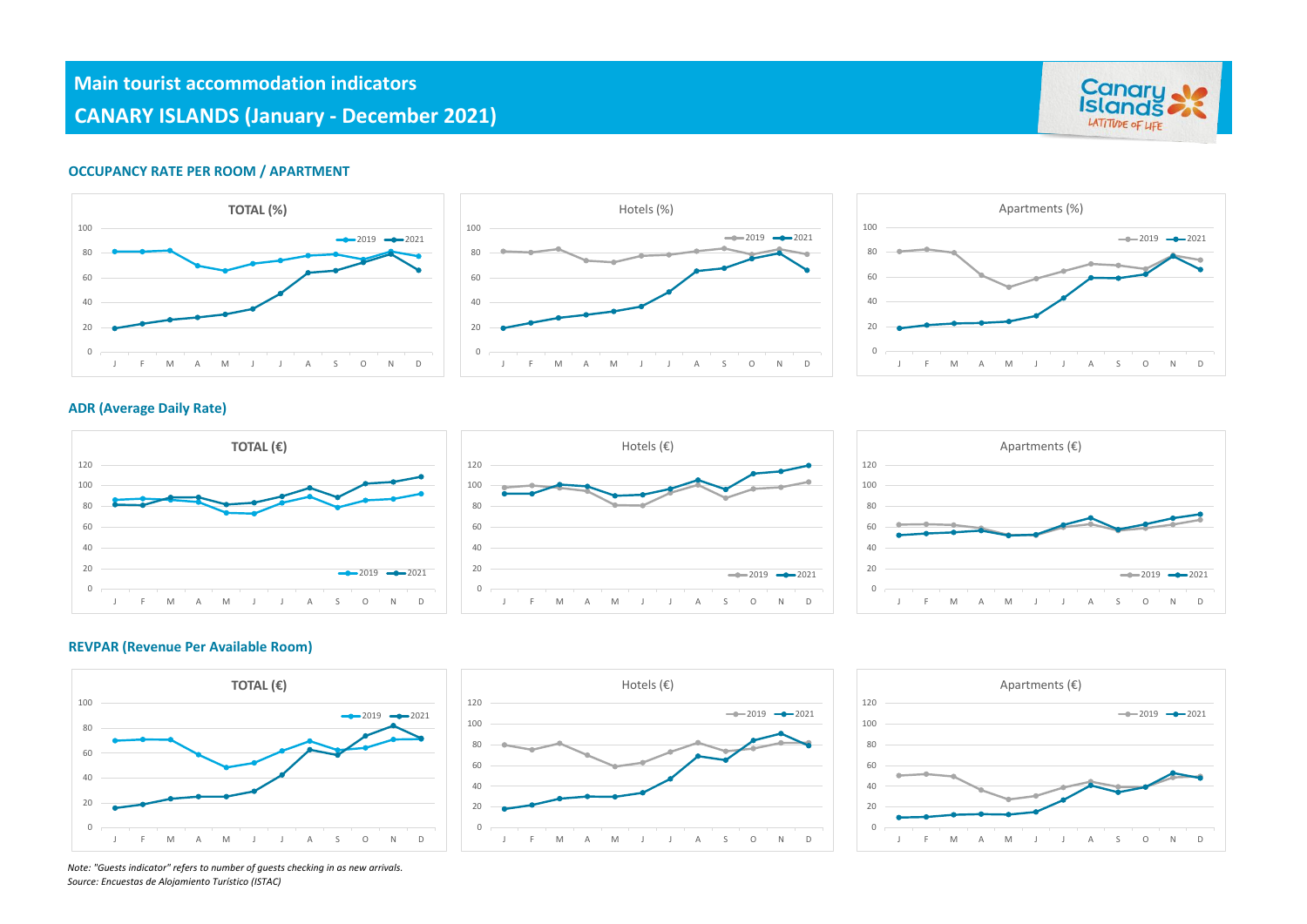# Main tourist accommodation indicators

## CANARY ISLANDS (January - December 2021)

Canary Islands
LATITUDE OF LIFE

### OCCUPANCY RATE PER ROOM / APARTMENT

**TOTAL (%)**

2019 2021

0 20 40 60 80 100

J F M A M J J A S O N D

Hotels (%)

2019 2021

0 20 40 60 80 100

J F M A M J J A S O N D

Apartments (%)

2019 2021

0 20 40 60 80 100

J F M A M J J A S O N D

### ADR (Average Daily Rate)

**TOTAL (€)**

2019 2021

0 20 40 60 80 100 120

J F M A M J J A S O N D

Hotels (€)

2019 2021

0 20 40 60 80 100 120

J F M A M J J A S O N D

Apartments (€)

2019 2021

0 20 40 60 80 100 120

J F M A M J J A S O N D

### REVPAR (Revenue Per Available Room)

**TOTAL (€)**

2019 2021

0 20 40 60 80 100

J F M A M J J A S O N D

Hotels (€)

2019 2021

0 20 40 60 80 100 120

J F M A M J J A S O N D

Apartments (€)

2019 2021

0 20 40 60 80 100 120

J F M A M J J A S O N D

*Note: "Guests indicator" refers to number of guests checking in as new arrivals.*
*Source: Encuestas de Alojamiento Turístico (ISTAC)*